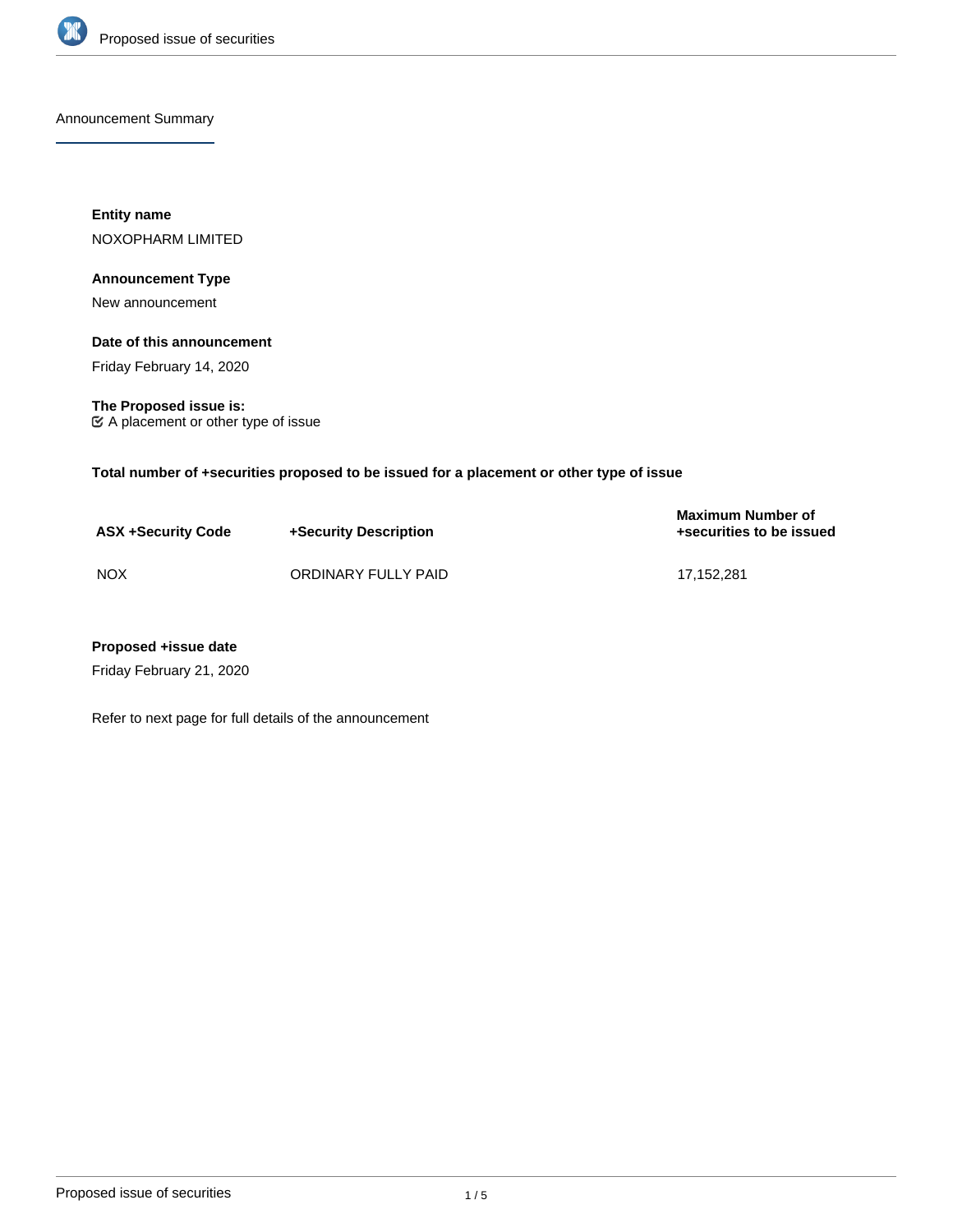## Announcement Summary

**Entity name**

NOXOPHARM LIMITED

**Announcement Type**

New announcement

**Date of this announcement**

Friday February 14, 2020

**The Proposed issue is:**

☑ A placement or other type of issue

**Total number of +securities proposed to be issued for a placement or other type of issue**

| ASX +Security Code | +Security Description | Maximum Number of +securities to be issued |
|---|---|---|
| NOX | ORDINARY FULLY PAID | 17,152,281 |

**Proposed +issue date**

Friday February 21, 2020

Refer to next page for full details of the announcement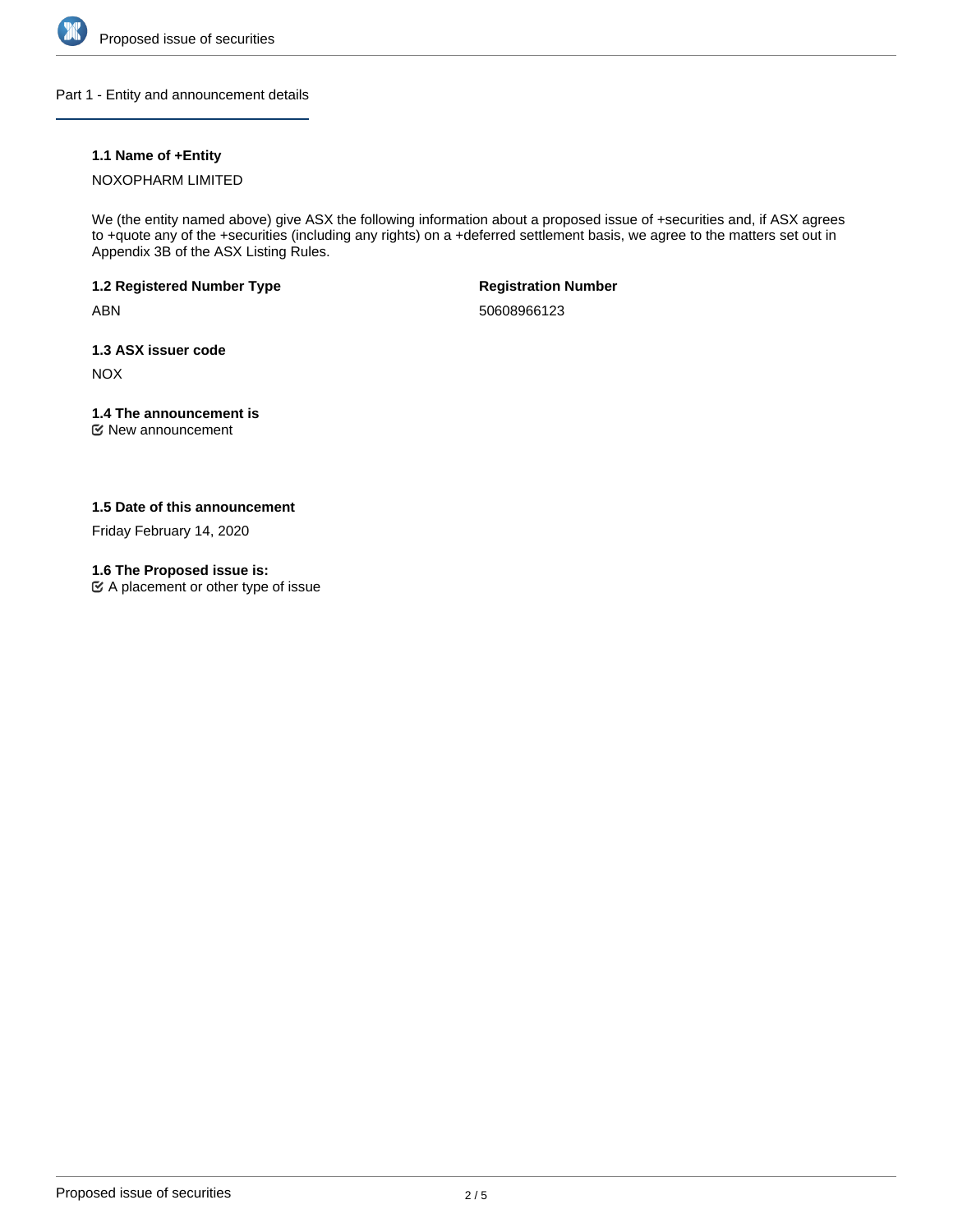## Part 1 - Entity and announcement details

### 1.1 Name of +Entity

NOXOPHARM LIMITED

We (the entity named above) give ASX the following information about a proposed issue of +securities and, if ASX agrees to +quote any of the +securities (including any rights) on a +deferred settlement basis, we agree to the matters set out in Appendix 3B of the ASX Listing Rules.

### 1.2 Registered Number Type

ABN

### Registration Number

50608966123

### 1.3 ASX issuer code

NOX

### 1.4 The announcement is

☑ New announcement

### 1.5 Date of this announcement

Friday February 14, 2020

### 1.6 The Proposed issue is:

☑ A placement or other type of issue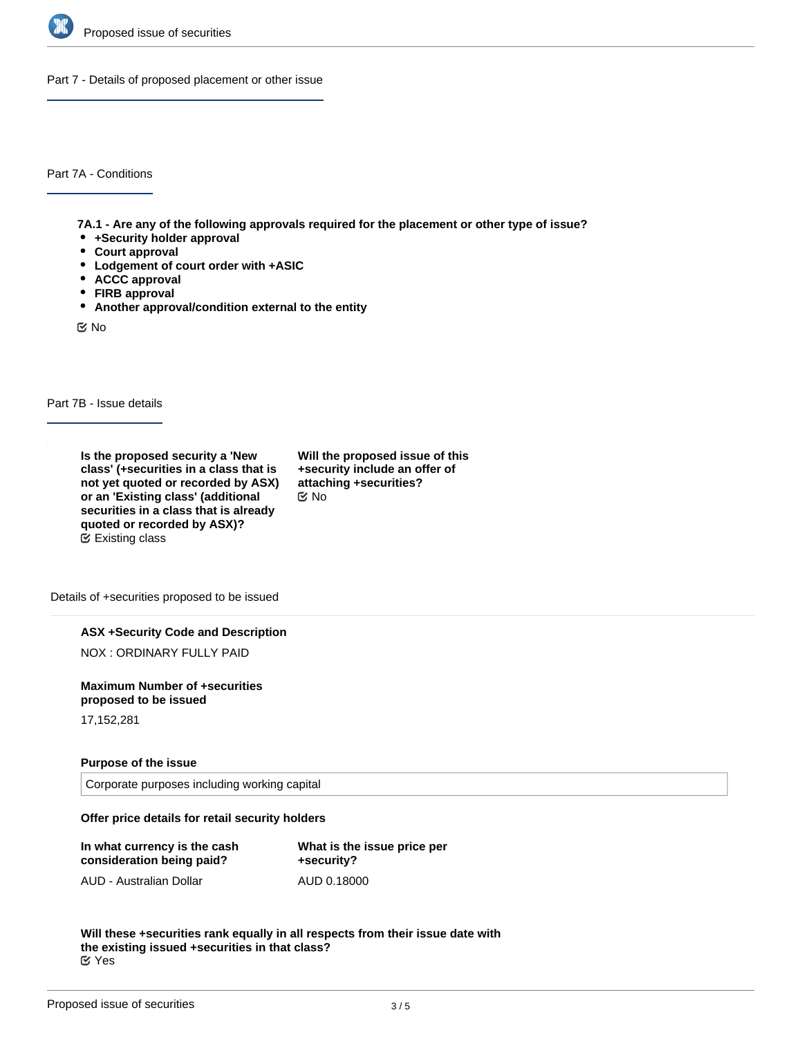## Part 7 - Details of proposed placement or other issue

### Part 7A - Conditions

**7A.1 - Are any of the following approvals required for the placement or other type of issue?**

- **+Security holder approval**
- **Court approval**
- **Lodgement of court order with +ASIC**
- **ACCC approval**
- **FIRB approval**
- **Another approval/condition external to the entity**

☑ No

### Part 7B - Issue details

**Is the proposed security a 'New class' (+securities in a class that is not yet quoted or recorded by ASX) or an 'Existing class' (additional securities in a class that is already quoted or recorded by ASX)?**
☑ Existing class

**Will the proposed issue of this +security include an offer of attaching +securities?**
☑ No

Details of +securities proposed to be issued

**ASX +Security Code and Description**

NOX : ORDINARY FULLY PAID

**Maximum Number of +securities proposed to be issued**

17,152,281

**Purpose of the issue**

Corporate purposes including working capital

**Offer price details for retail security holders**

**In what currency is the cash consideration being paid?**

AUD - Australian Dollar

**What is the issue price per +security?**

AUD 0.18000

**Will these +securities rank equally in all respects from their issue date with the existing issued +securities in that class?**
☑ Yes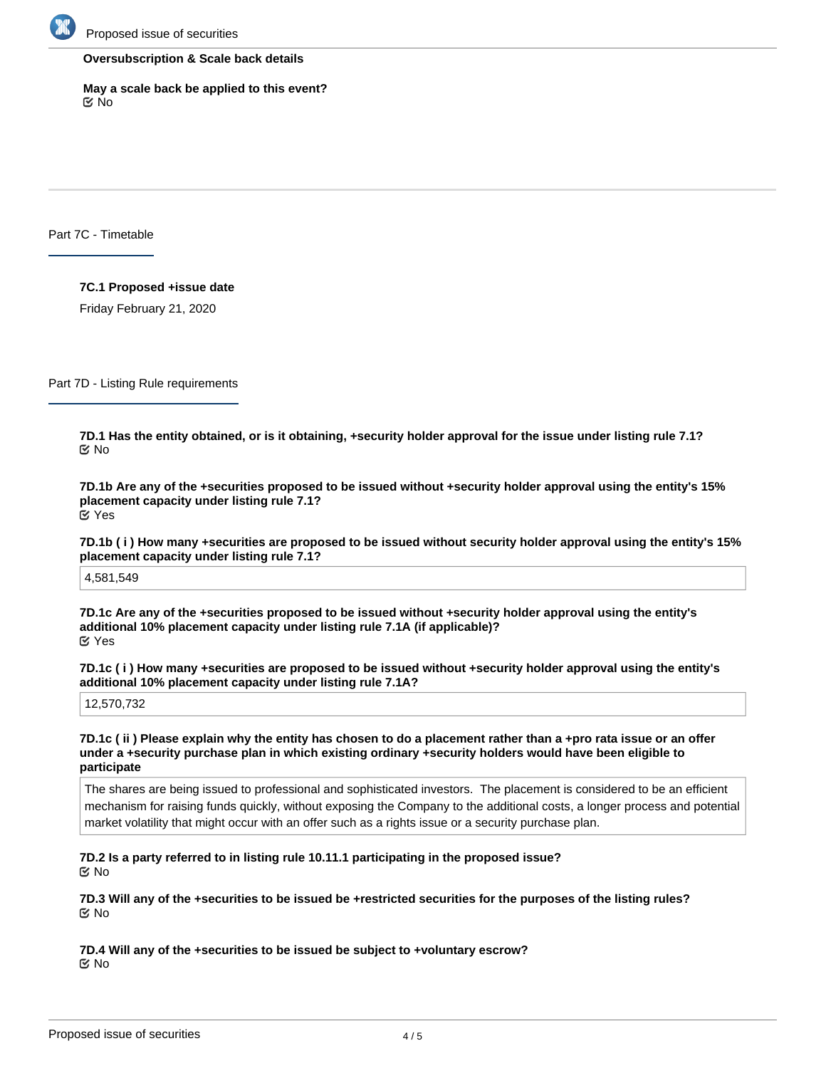**Oversubscription & Scale back details**

**May a scale back be applied to this event?**
☑ No

## Part 7C - Timetable

**7C.1 Proposed +issue date**

Friday February 21, 2020

## Part 7D - Listing Rule requirements

**7D.1 Has the entity obtained, or is it obtaining, +security holder approval for the issue under listing rule 7.1?**
☑ No

**7D.1b Are any of the +securities proposed to be issued without +security holder approval using the entity's 15% placement capacity under listing rule 7.1?**
☑ Yes

**7D.1b ( i ) How many +securities are proposed to be issued without security holder approval using the entity's 15% placement capacity under listing rule 7.1?**

4,581,549

**7D.1c Are any of the +securities proposed to be issued without +security holder approval using the entity's additional 10% placement capacity under listing rule 7.1A (if applicable)?**
☑ Yes

**7D.1c ( i ) How many +securities are proposed to be issued without +security holder approval using the entity's additional 10% placement capacity under listing rule 7.1A?**

12,570,732

**7D.1c ( ii ) Please explain why the entity has chosen to do a placement rather than a +pro rata issue or an offer under a +security purchase plan in which existing ordinary +security holders would have been eligible to participate**

The shares are being issued to professional and sophisticated investors. The placement is considered to be an efficient mechanism for raising funds quickly, without exposing the Company to the additional costs, a longer process and potential market volatility that might occur with an offer such as a rights issue or a security purchase plan.

**7D.2 Is a party referred to in listing rule 10.11.1 participating in the proposed issue?**
☑ No

**7D.3 Will any of the +securities to be issued be +restricted securities for the purposes of the listing rules?**
☑ No

**7D.4 Will any of the +securities to be issued be subject to +voluntary escrow?**
☑ No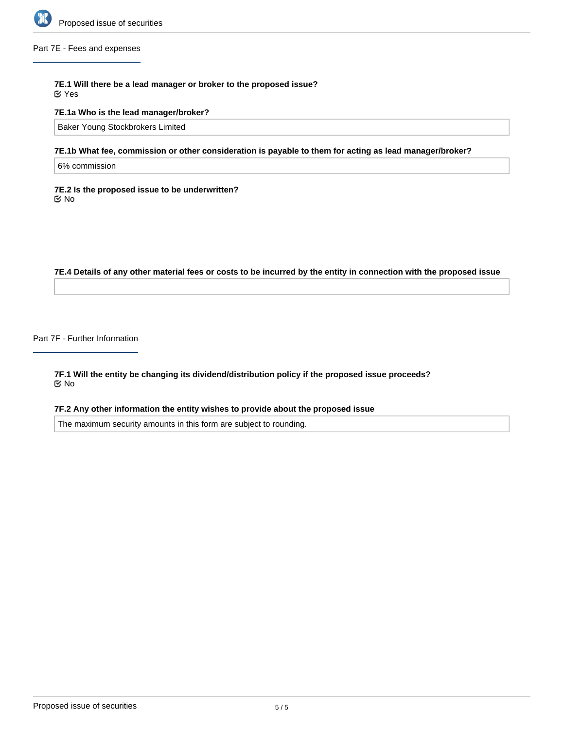## Part 7E - Fees and expenses

**7E.1 Will there be a lead manager or broker to the proposed issue?**
☑ Yes

**7E.1a Who is the lead manager/broker?**

Baker Young Stockbrokers Limited

**7E.1b What fee, commission or other consideration is payable to them for acting as lead manager/broker?**

6% commission

**7E.2 Is the proposed issue to be underwritten?**
☑ No

**7E.4 Details of any other material fees or costs to be incurred by the entity in connection with the proposed issue**

## Part 7F - Further Information

**7F.1 Will the entity be changing its dividend/distribution policy if the proposed issue proceeds?**
☑ No

**7F.2 Any other information the entity wishes to provide about the proposed issue**

The maximum security amounts in this form are subject to rounding.